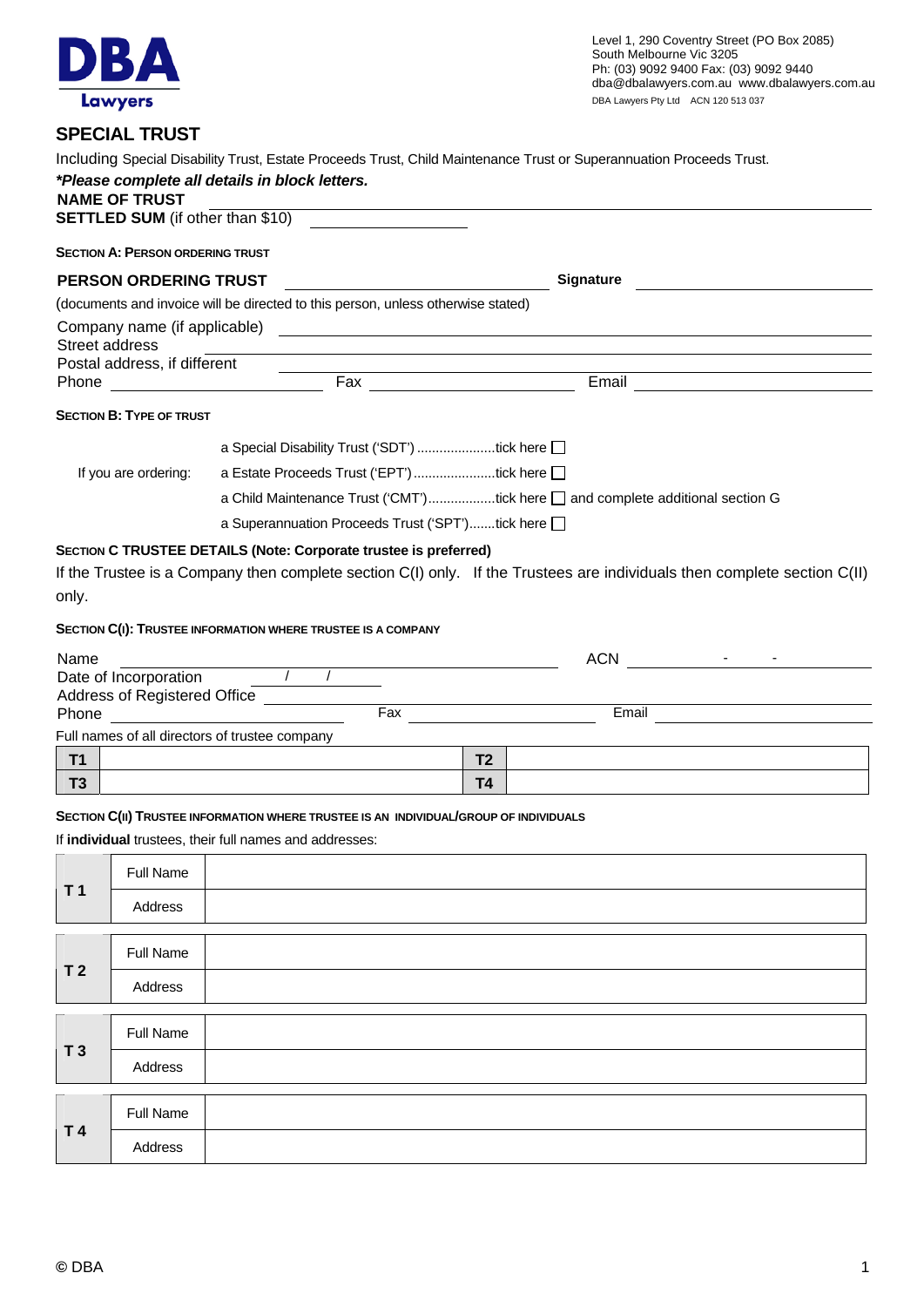DBA Lawyers

Level 1, 290 Coventry Street (PO Box 2085)
South Melbourne Vic 3205
Ph: (03) 9092 9400 Fax: (03) 9092 9440
dba@dbalawyers.com.au www.dbalawyers.com.au
DBA Lawyers Pty Ltd ACN 120 513 037

# SPECIAL TRUST

Including Special Disability Trust, Estate Proceeds Trust, Child Maintenance Trust or Superannuation Proceeds Trust.

***Please complete all details in block letters.***

**NAME OF TRUST** ______________________________

**SETTLED SUM** (if other than $10) ______________

### SECTION A: PERSON ORDERING TRUST

**PERSON ORDERING TRUST** ______________________ **Signature** ______________________

(documents and invoice will be directed to this person, unless otherwise stated)

Company name (if applicable) ______________________________

Street address ______________________________

Postal address, if different ______________________________

Phone ______________ Fax ______________ Email ______________

### SECTION B: TYPE OF TRUST

If you are ordering:

- a Special Disability Trust ('SDT') .....................tick here ☐
- a Estate Proceeds Trust ('EPT') ......................tick here ☐
- a Child Maintenance Trust ('CMT')..................tick here ☐ and complete additional section G
- a Superannuation Proceeds Trust ('SPT').......tick here ☐

### SECTION C TRUSTEE DETAILS (Note: Corporate trustee is preferred)

If the Trustee is a Company then complete section C(I) only. If the Trustees are individuals then complete section C(II) only.

### SECTION C(I): TRUSTEE INFORMATION WHERE TRUSTEE IS A COMPANY

Name ______________________________ ACN ________ - ________ - ________

Date of Incorporation ____ / ____ / ____

Address of Registered Office ______________________________

Phone ______________ Fax ______________ Email ______________

Full names of all directors of trustee company

| | | | |
|---|---|---|---|
| **T1** | | **T2** | |
| **T3** | | **T4** | |

### SECTION C(II) TRUSTEE INFORMATION WHERE TRUSTEE IS AN INDIVIDUAL/GROUP OF INDIVIDUALS

If **individual** trustees, their full names and addresses:

| | | |
|---|---|---|
| **T 1** | Full Name | |
| | Address | |

| | | |
|---|---|---|
| **T 2** | Full Name | |
| | Address | |

| | | |
|---|---|---|
| **T 3** | Full Name | |
| | Address | |

| | | |
|---|---|---|
| **T 4** | Full Name | |
| | Address | |

© DBA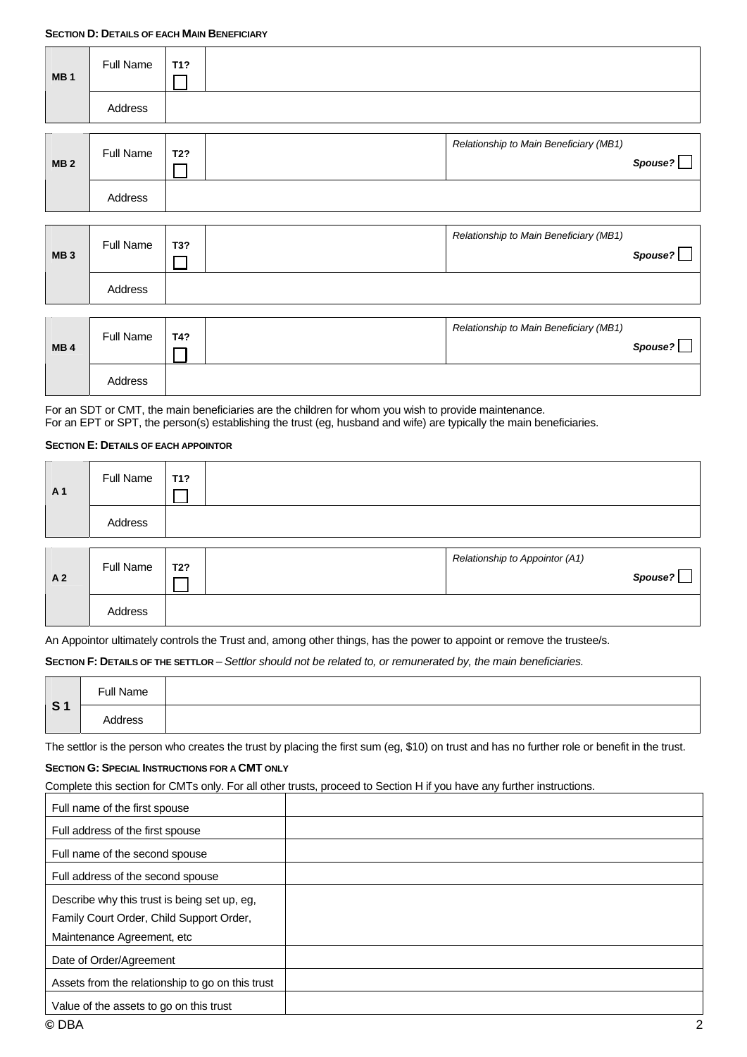**SECTION D: DETAILS OF EACH MAIN BENEFICIARY**

| MB 1 | Full Name | T1? ☐ | |
|---|---|---|---|
| | Address | | |

| MB 2 | Full Name | T2? ☐ | | *Relationship to Main Beneficiary (MB1)* *Spouse?* ☐ |
|---|---|---|---|---|
| | Address | | | |

| MB 3 | Full Name | T3? ☐ | | *Relationship to Main Beneficiary (MB1)* *Spouse?* ☐ |
|---|---|---|---|---|
| | Address | | | |

| MB 4 | Full Name | T4? ☐ | | *Relationship to Main Beneficiary (MB1)* *Spouse?* ☐ |
|---|---|---|---|---|
| | Address | | | |

For an SDT or CMT, the main beneficiaries are the children for whom you wish to provide maintenance.
For an EPT or SPT, the person(s) establishing the trust (eg, husband and wife) are typically the main beneficiaries.

**SECTION E: DETAILS OF EACH APPOINTOR**

| A 1 | Full Name | T1? ☐ | |
|---|---|---|---|
| | Address | | |

| A 2 | Full Name | T2? ☐ | | *Relationship to Appointor (A1)* *Spouse?* ☐ |
|---|---|---|---|---|
| | Address | | | |

An Appointor ultimately controls the Trust and, among other things, has the power to appoint or remove the trustee/s.

**SECTION F: DETAILS OF THE SETTLOR** – *Settlor should not be related to, or remunerated by, the main beneficiaries.*

| S 1 | Full Name | |
|---|---|---|
| | Address | |

The settlor is the person who creates the trust by placing the first sum (eg, $10) on trust and has no further role or benefit in the trust.

**SECTION G: SPECIAL INSTRUCTIONS FOR A CMT ONLY**

Complete this section for CMTs only. For all other trusts, proceed to Section H if you have any further instructions.

| Field | |
|---|---|
| Full name of the first spouse | |
| Full address of the first spouse | |
| Full name of the second spouse | |
| Full address of the second spouse | |
| Describe why this trust is being set up, eg, Family Court Order, Child Support Order, Maintenance Agreement, etc | |
| Date of Order/Agreement | |
| Assets from the relationship to go on this trust | |
| Value of the assets to go on this trust | |

© DBA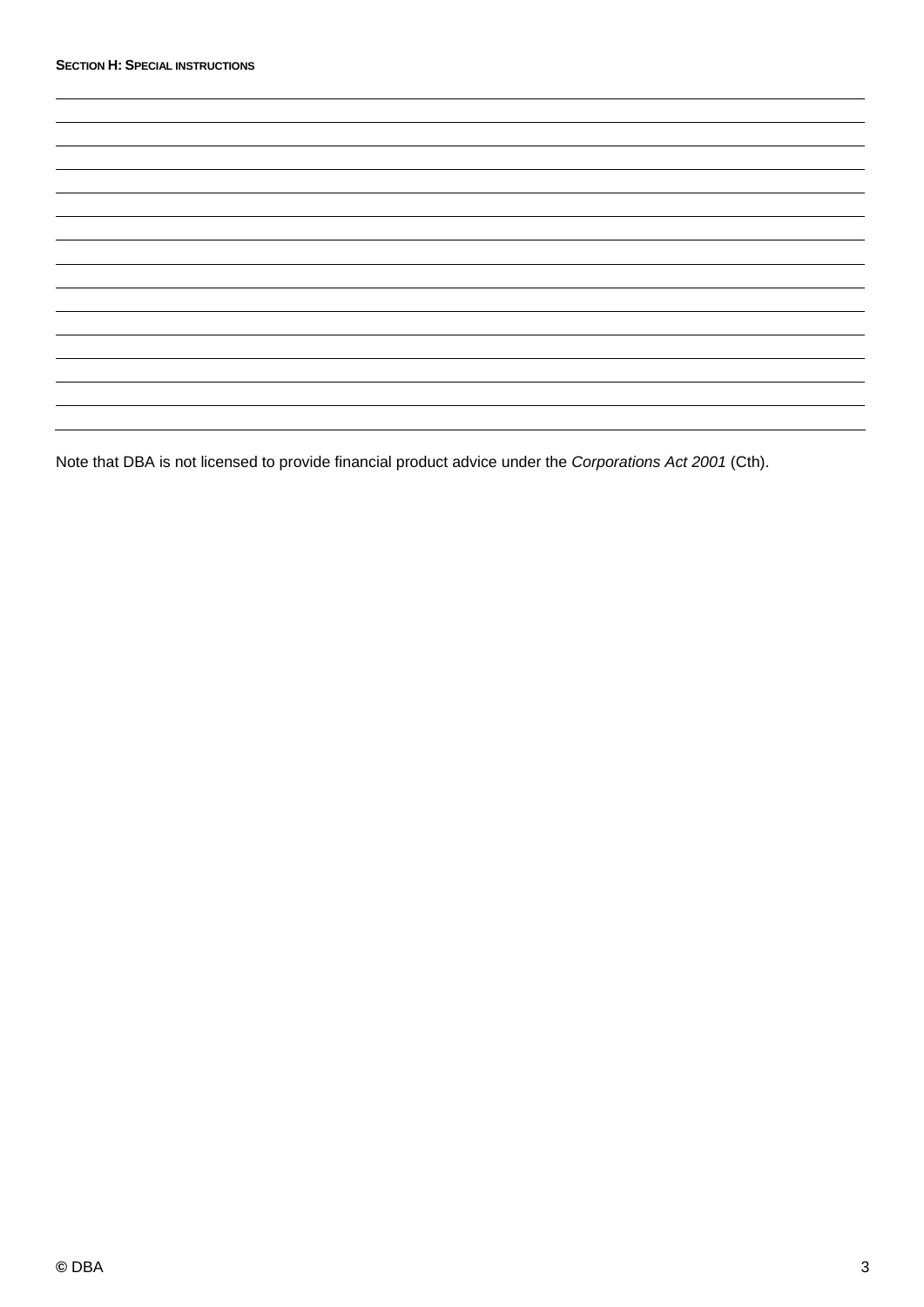**SECTION H: SPECIAL INSTRUCTIONS**

Note that DBA is not licensed to provide financial product advice under the *Corporations Act 2001* (Cth).